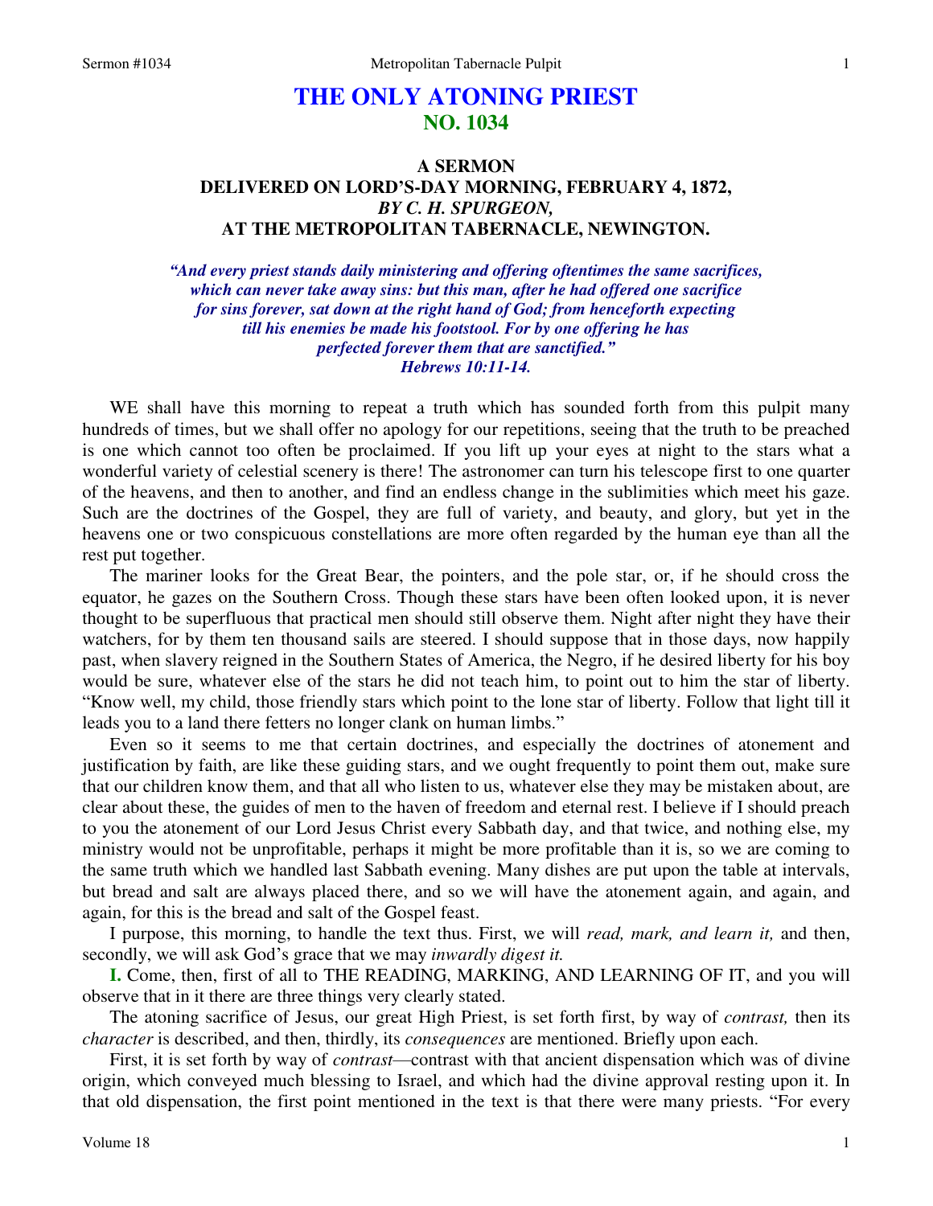# THE ONLY ATONING PRIEST
## NO. 1034

### A SERMON
### DELIVERED ON LORD'S-DAY MORNING, FEBRUARY 4, 1872,
### *BY C. H. SPURGEON,*
### AT THE METROPOLITAN TABERNACLE, NEWINGTON.

*"And every priest stands daily ministering and offering oftentimes the same sacrifices, which can never take away sins: but this man, after he had offered one sacrifice for sins forever, sat down at the right hand of God; from henceforth expecting till his enemies be made his footstool. For by one offering he has perfected forever them that are sanctified."*
*Hebrews 10:11-14.*

WE shall have this morning to repeat a truth which has sounded forth from this pulpit many hundreds of times, but we shall offer no apology for our repetitions, seeing that the truth to be preached is one which cannot too often be proclaimed. If you lift up your eyes at night to the stars what a wonderful variety of celestial scenery is there! The astronomer can turn his telescope first to one quarter of the heavens, and then to another, and find an endless change in the sublimities which meet his gaze. Such are the doctrines of the Gospel, they are full of variety, and beauty, and glory, but yet in the heavens one or two conspicuous constellations are more often regarded by the human eye than all the rest put together.

The mariner looks for the Great Bear, the pointers, and the pole star, or, if he should cross the equator, he gazes on the Southern Cross. Though these stars have been often looked upon, it is never thought to be superfluous that practical men should still observe them. Night after night they have their watchers, for by them ten thousand sails are steered. I should suppose that in those days, now happily past, when slavery reigned in the Southern States of America, the Negro, if he desired liberty for his boy would be sure, whatever else of the stars he did not teach him, to point out to him the star of liberty. "Know well, my child, those friendly stars which point to the lone star of liberty. Follow that light till it leads you to a land there fetters no longer clank on human limbs."

Even so it seems to me that certain doctrines, and especially the doctrines of atonement and justification by faith, are like these guiding stars, and we ought frequently to point them out, make sure that our children know them, and that all who listen to us, whatever else they may be mistaken about, are clear about these, the guides of men to the haven of freedom and eternal rest. I believe if I should preach to you the atonement of our Lord Jesus Christ every Sabbath day, and that twice, and nothing else, my ministry would not be unprofitable, perhaps it might be more profitable than it is, so we are coming to the same truth which we handled last Sabbath evening. Many dishes are put upon the table at intervals, but bread and salt are always placed there, and so we will have the atonement again, and again, and again, for this is the bread and salt of the Gospel feast.

I purpose, this morning, to handle the text thus. First, we will *read, mark, and learn it,* and then, secondly, we will ask God's grace that we may *inwardly digest it.*

**I.** Come, then, first of all to THE READING, MARKING, AND LEARNING OF IT, and you will observe that in it there are three things very clearly stated.

The atoning sacrifice of Jesus, our great High Priest, is set forth first, by way of *contrast,* then its *character* is described, and then, thirdly, its *consequences* are mentioned. Briefly upon each.

First, it is set forth by way of *contrast*—contrast with that ancient dispensation which was of divine origin, which conveyed much blessing to Israel, and which had the divine approval resting upon it. In that old dispensation, the first point mentioned in the text is that there were many priests. "For every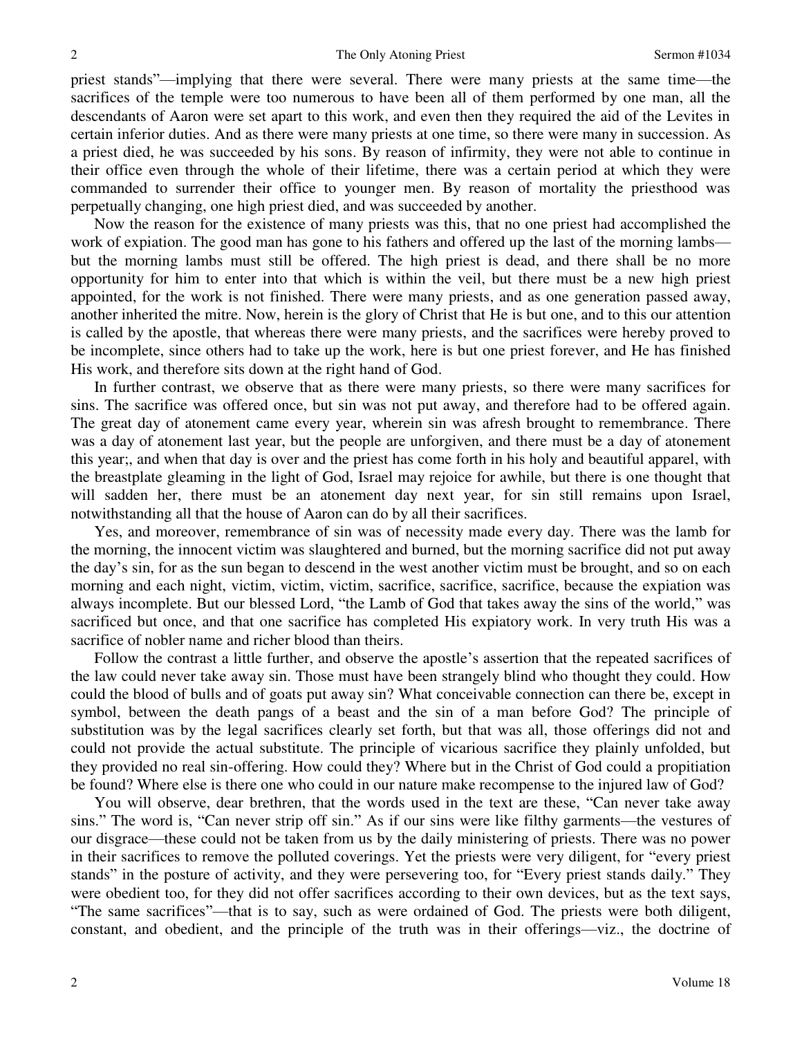priest stands"—implying that there were several. There were many priests at the same time—the sacrifices of the temple were too numerous to have been all of them performed by one man, all the descendants of Aaron were set apart to this work, and even then they required the aid of the Levites in certain inferior duties. And as there were many priests at one time, so there were many in succession. As a priest died, he was succeeded by his sons. By reason of infirmity, they were not able to continue in their office even through the whole of their lifetime, there was a certain period at which they were commanded to surrender their office to younger men. By reason of mortality the priesthood was perpetually changing, one high priest died, and was succeeded by another.

Now the reason for the existence of many priests was this, that no one priest had accomplished the work of expiation. The good man has gone to his fathers and offered up the last of the morning lambs—but the morning lambs must still be offered. The high priest is dead, and there shall be no more opportunity for him to enter into that which is within the veil, but there must be a new high priest appointed, for the work is not finished. There were many priests, and as one generation passed away, another inherited the mitre. Now, herein is the glory of Christ that He is but one, and to this our attention is called by the apostle, that whereas there were many priests, and the sacrifices were hereby proved to be incomplete, since others had to take up the work, here is but one priest forever, and He has finished His work, and therefore sits down at the right hand of God.

In further contrast, we observe that as there were many priests, so there were many sacrifices for sins. The sacrifice was offered once, but sin was not put away, and therefore had to be offered again. The great day of atonement came every year, wherein sin was afresh brought to remembrance. There was a day of atonement last year, but the people are unforgiven, and there must be a day of atonement this year;, and when that day is over and the priest has come forth in his holy and beautiful apparel, with the breastplate gleaming in the light of God, Israel may rejoice for awhile, but there is one thought that will sadden her, there must be an atonement day next year, for sin still remains upon Israel, notwithstanding all that the house of Aaron can do by all their sacrifices.

Yes, and moreover, remembrance of sin was of necessity made every day. There was the lamb for the morning, the innocent victim was slaughtered and burned, but the morning sacrifice did not put away the day's sin, for as the sun began to descend in the west another victim must be brought, and so on each morning and each night, victim, victim, victim, sacrifice, sacrifice, sacrifice, because the expiation was always incomplete. But our blessed Lord, "the Lamb of God that takes away the sins of the world," was sacrificed but once, and that one sacrifice has completed His expiatory work. In very truth His was a sacrifice of nobler name and richer blood than theirs.

Follow the contrast a little further, and observe the apostle's assertion that the repeated sacrifices of the law could never take away sin. Those must have been strangely blind who thought they could. How could the blood of bulls and of goats put away sin? What conceivable connection can there be, except in symbol, between the death pangs of a beast and the sin of a man before God? The principle of substitution was by the legal sacrifices clearly set forth, but that was all, those offerings did not and could not provide the actual substitute. The principle of vicarious sacrifice they plainly unfolded, but they provided no real sin-offering. How could they? Where but in the Christ of God could a propitiation be found? Where else is there one who could in our nature make recompense to the injured law of God?

You will observe, dear brethren, that the words used in the text are these, "Can never take away sins." The word is, "Can never strip off sin." As if our sins were like filthy garments—the vestures of our disgrace—these could not be taken from us by the daily ministering of priests. There was no power in their sacrifices to remove the polluted coverings. Yet the priests were very diligent, for "every priest stands" in the posture of activity, and they were persevering too, for "Every priest stands daily." They were obedient too, for they did not offer sacrifices according to their own devices, but as the text says, "The same sacrifices"—that is to say, such as were ordained of God. The priests were both diligent, constant, and obedient, and the principle of the truth was in their offerings—viz., the doctrine of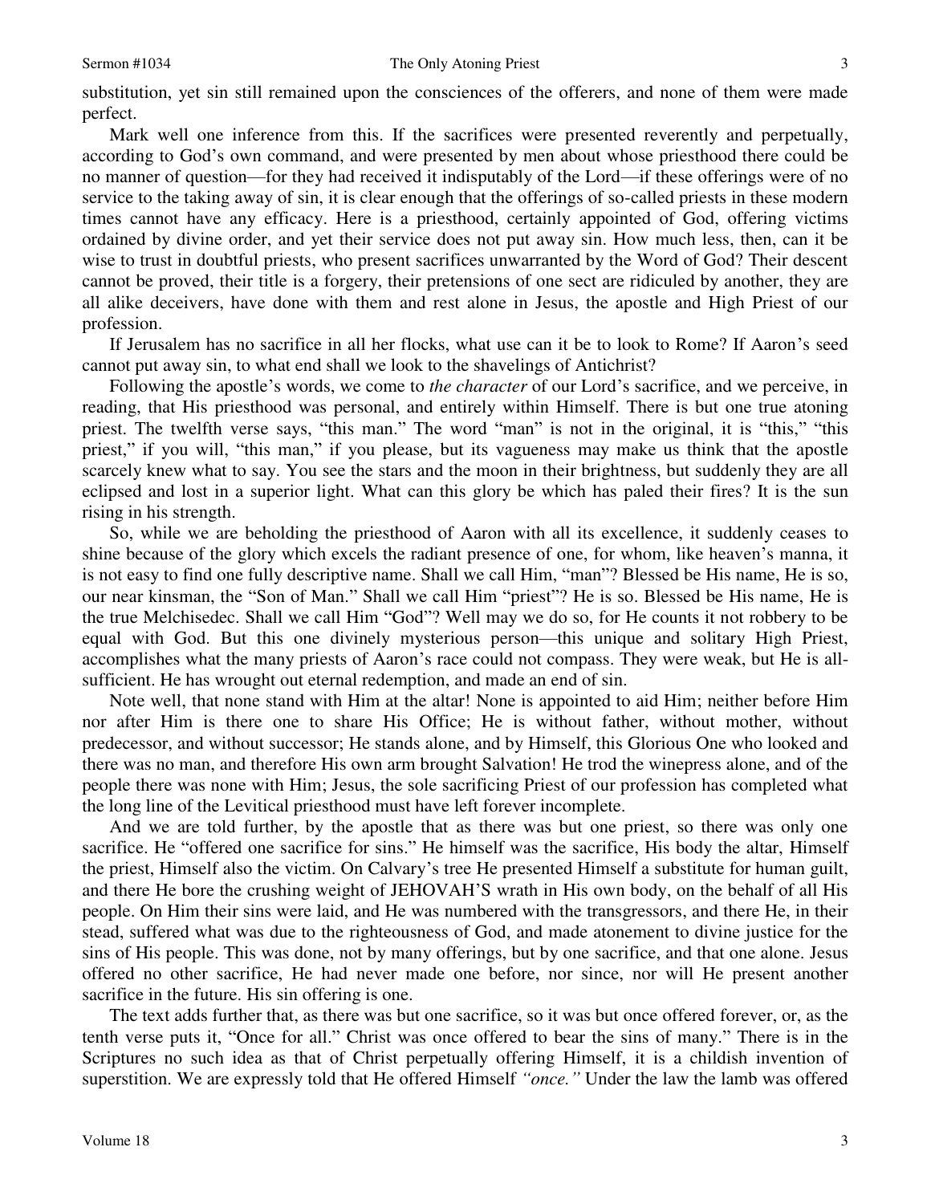substitution, yet sin still remained upon the consciences of the offerers, and none of them were made perfect.

Mark well one inference from this. If the sacrifices were presented reverently and perpetually, according to God's own command, and were presented by men about whose priesthood there could be no manner of question—for they had received it indisputably of the Lord—if these offerings were of no service to the taking away of sin, it is clear enough that the offerings of so-called priests in these modern times cannot have any efficacy. Here is a priesthood, certainly appointed of God, offering victims ordained by divine order, and yet their service does not put away sin. How much less, then, can it be wise to trust in doubtful priests, who present sacrifices unwarranted by the Word of God? Their descent cannot be proved, their title is a forgery, their pretensions of one sect are ridiculed by another, they are all alike deceivers, have done with them and rest alone in Jesus, the apostle and High Priest of our profession.

If Jerusalem has no sacrifice in all her flocks, what use can it be to look to Rome? If Aaron's seed cannot put away sin, to what end shall we look to the shavelings of Antichrist?

Following the apostle's words, we come to *the character* of our Lord's sacrifice, and we perceive, in reading, that His priesthood was personal, and entirely within Himself. There is but one true atoning priest. The twelfth verse says, "this man." The word "man" is not in the original, it is "this," "this priest," if you will, "this man," if you please, but its vagueness may make us think that the apostle scarcely knew what to say. You see the stars and the moon in their brightness, but suddenly they are all eclipsed and lost in a superior light. What can this glory be which has paled their fires? It is the sun rising in his strength.

So, while we are beholding the priesthood of Aaron with all its excellence, it suddenly ceases to shine because of the glory which excels the radiant presence of one, for whom, like heaven's manna, it is not easy to find one fully descriptive name. Shall we call Him, "man"? Blessed be His name, He is so, our near kinsman, the "Son of Man." Shall we call Him "priest"? He is so. Blessed be His name, He is the true Melchisedec. Shall we call Him "God"? Well may we do so, for He counts it not robbery to be equal with God. But this one divinely mysterious person—this unique and solitary High Priest, accomplishes what the many priests of Aaron's race could not compass. They were weak, but He is all-sufficient. He has wrought out eternal redemption, and made an end of sin.

Note well, that none stand with Him at the altar! None is appointed to aid Him; neither before Him nor after Him is there one to share His Office; He is without father, without mother, without predecessor, and without successor; He stands alone, and by Himself, this Glorious One who looked and there was no man, and therefore His own arm brought Salvation! He trod the winepress alone, and of the people there was none with Him; Jesus, the sole sacrificing Priest of our profession has completed what the long line of the Levitical priesthood must have left forever incomplete.

And we are told further, by the apostle that as there was but one priest, so there was only one sacrifice. He "offered one sacrifice for sins." He himself was the sacrifice, His body the altar, Himself the priest, Himself also the victim. On Calvary's tree He presented Himself a substitute for human guilt, and there He bore the crushing weight of JEHOVAH'S wrath in His own body, on the behalf of all His people. On Him their sins were laid, and He was numbered with the transgressors, and there He, in their stead, suffered what was due to the righteousness of God, and made atonement to divine justice for the sins of His people. This was done, not by many offerings, but by one sacrifice, and that one alone. Jesus offered no other sacrifice, He had never made one before, nor since, nor will He present another sacrifice in the future. His sin offering is one.

The text adds further that, as there was but one sacrifice, so it was but once offered forever, or, as the tenth verse puts it, "Once for all." Christ was once offered to bear the sins of many." There is in the Scriptures no such idea as that of Christ perpetually offering Himself, it is a childish invention of superstition. We are expressly told that He offered Himself *"once."* Under the law the lamb was offered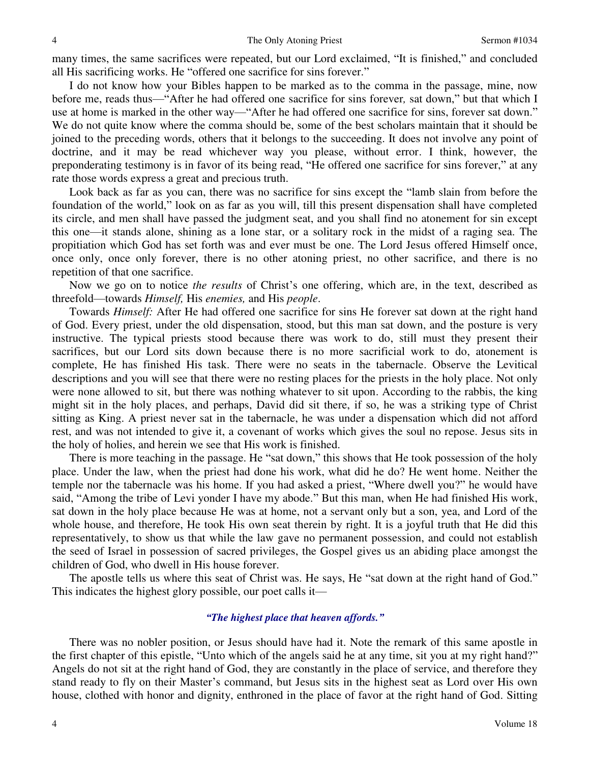many times, the same sacrifices were repeated, but our Lord exclaimed, "It is finished," and concluded all His sacrificing works. He "offered one sacrifice for sins forever."

I do not know how your Bibles happen to be marked as to the comma in the passage, mine, now before me, reads thus—"After he had offered one sacrifice for sins forever*,* sat down," but that which I use at home is marked in the other way—"After he had offered one sacrifice for sins, forever sat down." We do not quite know where the comma should be, some of the best scholars maintain that it should be joined to the preceding words, others that it belongs to the succeeding. It does not involve any point of doctrine, and it may be read whichever way you please, without error. I think, however, the preponderating testimony is in favor of its being read, "He offered one sacrifice for sins forever," at any rate those words express a great and precious truth.

Look back as far as you can, there was no sacrifice for sins except the "lamb slain from before the foundation of the world," look on as far as you will, till this present dispensation shall have completed its circle, and men shall have passed the judgment seat, and you shall find no atonement for sin except this one—it stands alone, shining as a lone star, or a solitary rock in the midst of a raging sea. The propitiation which God has set forth was and ever must be one. The Lord Jesus offered Himself once, once only, once only forever, there is no other atoning priest, no other sacrifice, and there is no repetition of that one sacrifice.

Now we go on to notice *the results* of Christ's one offering, which are, in the text, described as threefold—towards *Himself,* His *enemies,* and His *people*.

Towards *Himself:* After He had offered one sacrifice for sins He forever sat down at the right hand of God. Every priest, under the old dispensation, stood, but this man sat down, and the posture is very instructive. The typical priests stood because there was work to do, still must they present their sacrifices, but our Lord sits down because there is no more sacrificial work to do, atonement is complete, He has finished His task. There were no seats in the tabernacle. Observe the Levitical descriptions and you will see that there were no resting places for the priests in the holy place. Not only were none allowed to sit, but there was nothing whatever to sit upon. According to the rabbis, the king might sit in the holy places, and perhaps, David did sit there, if so, he was a striking type of Christ sitting as King. A priest never sat in the tabernacle, he was under a dispensation which did not afford rest, and was not intended to give it, a covenant of works which gives the soul no repose. Jesus sits in the holy of holies, and herein we see that His work is finished.

There is more teaching in the passage. He "sat down," this shows that He took possession of the holy place. Under the law, when the priest had done his work, what did he do? He went home. Neither the temple nor the tabernacle was his home. If you had asked a priest, "Where dwell you?" he would have said, "Among the tribe of Levi yonder I have my abode." But this man, when He had finished His work, sat down in the holy place because He was at home, not a servant only but a son, yea, and Lord of the whole house, and therefore, He took His own seat therein by right. It is a joyful truth that He did this representatively, to show us that while the law gave no permanent possession, and could not establish the seed of Israel in possession of sacred privileges, the Gospel gives us an abiding place amongst the children of God, who dwell in His house forever.

The apostle tells us where this seat of Christ was. He says, He "sat down at the right hand of God." This indicates the highest glory possible, our poet calls it—

***"The highest place that heaven affords."***

There was no nobler position, or Jesus should have had it. Note the remark of this same apostle in the first chapter of this epistle, "Unto which of the angels said he at any time, sit you at my right hand?" Angels do not sit at the right hand of God, they are constantly in the place of service, and therefore they stand ready to fly on their Master's command, but Jesus sits in the highest seat as Lord over His own house, clothed with honor and dignity, enthroned in the place of favor at the right hand of God. Sitting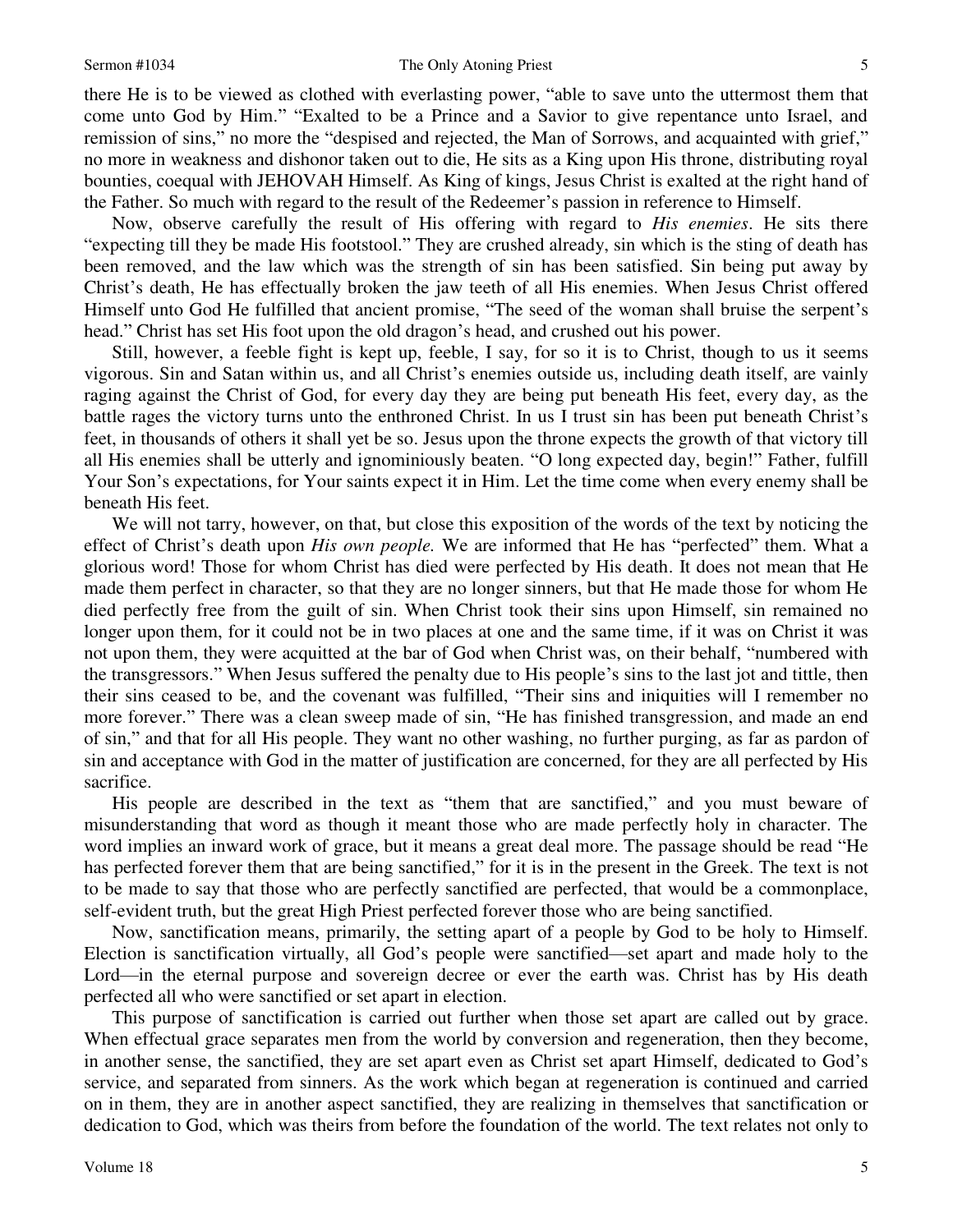there He is to be viewed as clothed with everlasting power, "able to save unto the uttermost them that come unto God by Him." "Exalted to be a Prince and a Savior to give repentance unto Israel, and remission of sins," no more the "despised and rejected, the Man of Sorrows, and acquainted with grief," no more in weakness and dishonor taken out to die, He sits as a King upon His throne, distributing royal bounties, coequal with JEHOVAH Himself. As King of kings, Jesus Christ is exalted at the right hand of the Father. So much with regard to the result of the Redeemer's passion in reference to Himself.

Now, observe carefully the result of His offering with regard to *His enemies*. He sits there "expecting till they be made His footstool." They are crushed already, sin which is the sting of death has been removed, and the law which was the strength of sin has been satisfied. Sin being put away by Christ's death, He has effectually broken the jaw teeth of all His enemies. When Jesus Christ offered Himself unto God He fulfilled that ancient promise, "The seed of the woman shall bruise the serpent's head." Christ has set His foot upon the old dragon's head, and crushed out his power.

Still, however, a feeble fight is kept up, feeble, I say, for so it is to Christ, though to us it seems vigorous. Sin and Satan within us, and all Christ's enemies outside us, including death itself, are vainly raging against the Christ of God, for every day they are being put beneath His feet, every day, as the battle rages the victory turns unto the enthroned Christ. In us I trust sin has been put beneath Christ's feet, in thousands of others it shall yet be so. Jesus upon the throne expects the growth of that victory till all His enemies shall be utterly and ignominiously beaten. "O long expected day, begin!" Father, fulfill Your Son's expectations, for Your saints expect it in Him. Let the time come when every enemy shall be beneath His feet.

We will not tarry, however, on that, but close this exposition of the words of the text by noticing the effect of Christ's death upon *His own people.* We are informed that He has "perfected" them. What a glorious word! Those for whom Christ has died were perfected by His death. It does not mean that He made them perfect in character, so that they are no longer sinners, but that He made those for whom He died perfectly free from the guilt of sin. When Christ took their sins upon Himself, sin remained no longer upon them, for it could not be in two places at one and the same time, if it was on Christ it was not upon them, they were acquitted at the bar of God when Christ was, on their behalf, "numbered with the transgressors." When Jesus suffered the penalty due to His people's sins to the last jot and tittle, then their sins ceased to be, and the covenant was fulfilled, "Their sins and iniquities will I remember no more forever." There was a clean sweep made of sin, "He has finished transgression, and made an end of sin," and that for all His people. They want no other washing, no further purging, as far as pardon of sin and acceptance with God in the matter of justification are concerned, for they are all perfected by His sacrifice.

His people are described in the text as "them that are sanctified," and you must beware of misunderstanding that word as though it meant those who are made perfectly holy in character. The word implies an inward work of grace, but it means a great deal more. The passage should be read "He has perfected forever them that are being sanctified," for it is in the present in the Greek. The text is not to be made to say that those who are perfectly sanctified are perfected, that would be a commonplace, self-evident truth, but the great High Priest perfected forever those who are being sanctified.

Now, sanctification means, primarily, the setting apart of a people by God to be holy to Himself. Election is sanctification virtually, all God's people were sanctified—set apart and made holy to the Lord—in the eternal purpose and sovereign decree or ever the earth was. Christ has by His death perfected all who were sanctified or set apart in election.

This purpose of sanctification is carried out further when those set apart are called out by grace. When effectual grace separates men from the world by conversion and regeneration, then they become, in another sense, the sanctified, they are set apart even as Christ set apart Himself, dedicated to God's service, and separated from sinners. As the work which began at regeneration is continued and carried on in them, they are in another aspect sanctified, they are realizing in themselves that sanctification or dedication to God, which was theirs from before the foundation of the world. The text relates not only to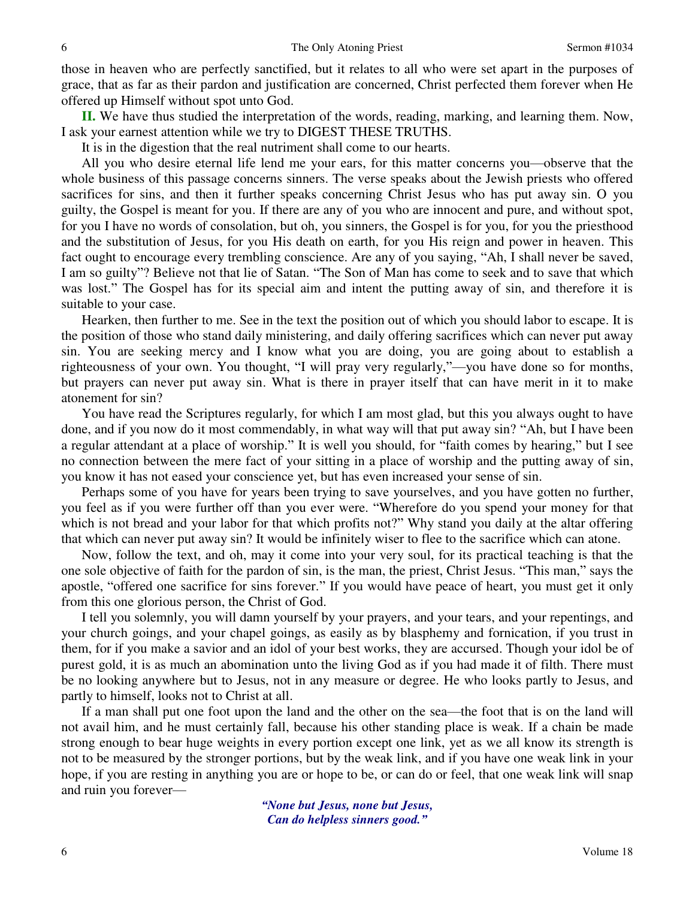those in heaven who are perfectly sanctified, but it relates to all who were set apart in the purposes of grace, that as far as their pardon and justification are concerned, Christ perfected them forever when He offered up Himself without spot unto God.

**II.** We have thus studied the interpretation of the words, reading, marking, and learning them. Now, I ask your earnest attention while we try to DIGEST THESE TRUTHS.

It is in the digestion that the real nutriment shall come to our hearts.

All you who desire eternal life lend me your ears, for this matter concerns you—observe that the whole business of this passage concerns sinners. The verse speaks about the Jewish priests who offered sacrifices for sins, and then it further speaks concerning Christ Jesus who has put away sin. O you guilty, the Gospel is meant for you. If there are any of you who are innocent and pure, and without spot, for you I have no words of consolation, but oh, you sinners, the Gospel is for you, for you the priesthood and the substitution of Jesus, for you His death on earth, for you His reign and power in heaven. This fact ought to encourage every trembling conscience. Are any of you saying, "Ah, I shall never be saved, I am so guilty"? Believe not that lie of Satan. "The Son of Man has come to seek and to save that which was lost." The Gospel has for its special aim and intent the putting away of sin, and therefore it is suitable to your case.

Hearken, then further to me. See in the text the position out of which you should labor to escape. It is the position of those who stand daily ministering, and daily offering sacrifices which can never put away sin. You are seeking mercy and I know what you are doing, you are going about to establish a righteousness of your own. You thought, "I will pray very regularly,"—you have done so for months, but prayers can never put away sin. What is there in prayer itself that can have merit in it to make atonement for sin?

You have read the Scriptures regularly, for which I am most glad, but this you always ought to have done, and if you now do it most commendably, in what way will that put away sin? "Ah, but I have been a regular attendant at a place of worship." It is well you should, for "faith comes by hearing," but I see no connection between the mere fact of your sitting in a place of worship and the putting away of sin, you know it has not eased your conscience yet, but has even increased your sense of sin.

Perhaps some of you have for years been trying to save yourselves, and you have gotten no further, you feel as if you were further off than you ever were. "Wherefore do you spend your money for that which is not bread and your labor for that which profits not?" Why stand you daily at the altar offering that which can never put away sin? It would be infinitely wiser to flee to the sacrifice which can atone.

Now, follow the text, and oh, may it come into your very soul, for its practical teaching is that the one sole objective of faith for the pardon of sin, is the man, the priest, Christ Jesus. "This man," says the apostle, "offered one sacrifice for sins forever." If you would have peace of heart, you must get it only from this one glorious person, the Christ of God.

I tell you solemnly, you will damn yourself by your prayers, and your tears, and your repentings, and your church goings, and your chapel goings, as easily as by blasphemy and fornication, if you trust in them, for if you make a savior and an idol of your best works, they are accursed. Though your idol be of purest gold, it is as much an abomination unto the living God as if you had made it of filth. There must be no looking anywhere but to Jesus, not in any measure or degree. He who looks partly to Jesus, and partly to himself, looks not to Christ at all.

If a man shall put one foot upon the land and the other on the sea—the foot that is on the land will not avail him, and he must certainly fall, because his other standing place is weak. If a chain be made strong enough to bear huge weights in every portion except one link, yet as we all know its strength is not to be measured by the stronger portions, but by the weak link, and if you have one weak link in your hope, if you are resting in anything you are or hope to be, or can do or feel, that one weak link will snap and ruin you forever—

*"None but Jesus, none but Jesus,*
*Can do helpless sinners good."*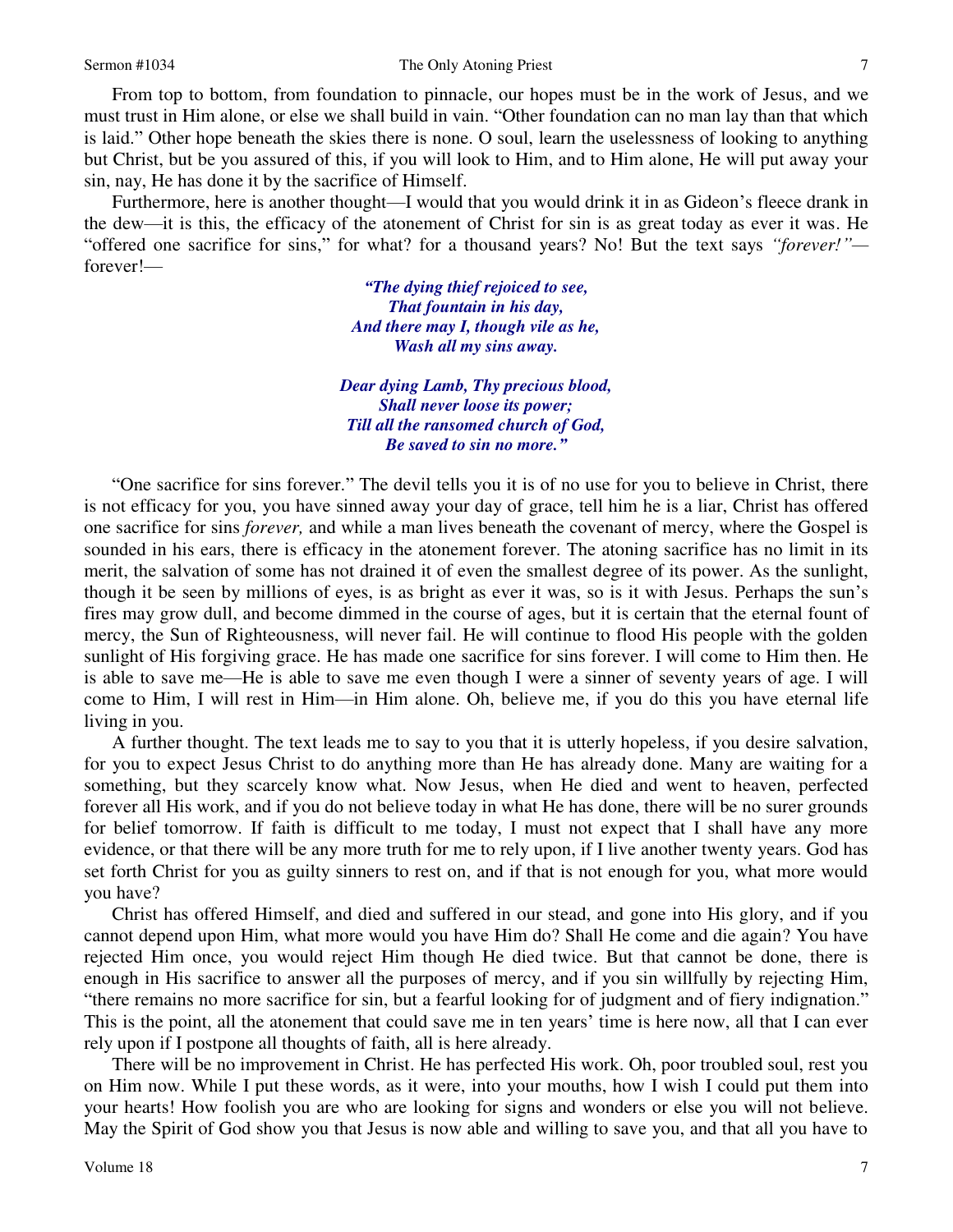From top to bottom, from foundation to pinnacle, our hopes must be in the work of Jesus, and we must trust in Him alone, or else we shall build in vain. "Other foundation can no man lay than that which is laid." Other hope beneath the skies there is none. O soul, learn the uselessness of looking to anything but Christ, but be you assured of this, if you will look to Him, and to Him alone, He will put away your sin, nay, He has done it by the sacrifice of Himself.

Furthermore, here is another thought—I would that you would drink it in as Gideon's fleece drank in the dew—it is this, the efficacy of the atonement of Christ for sin is as great today as ever it was. He "offered one sacrifice for sins," for what? for a thousand years? No! But the text says *"forever!"*—forever!—

> ***"The dying thief rejoiced to see,***
> ***That fountain in his day,***
> ***And there may I, though vile as he,***
> ***Wash all my sins away.***
>
> ***Dear dying Lamb, Thy precious blood,***
> ***Shall never loose its power;***
> ***Till all the ransomed church of God,***
> ***Be saved to sin no more."***

"One sacrifice for sins forever." The devil tells you it is of no use for you to believe in Christ, there is not efficacy for you, you have sinned away your day of grace, tell him he is a liar, Christ has offered one sacrifice for sins *forever,* and while a man lives beneath the covenant of mercy, where the Gospel is sounded in his ears, there is efficacy in the atonement forever. The atoning sacrifice has no limit in its merit, the salvation of some has not drained it of even the smallest degree of its power. As the sunlight, though it be seen by millions of eyes, is as bright as ever it was, so is it with Jesus. Perhaps the sun's fires may grow dull, and become dimmed in the course of ages, but it is certain that the eternal fount of mercy, the Sun of Righteousness, will never fail. He will continue to flood His people with the golden sunlight of His forgiving grace. He has made one sacrifice for sins forever. I will come to Him then. He is able to save me—He is able to save me even though I were a sinner of seventy years of age. I will come to Him, I will rest in Him—in Him alone. Oh, believe me, if you do this you have eternal life living in you.

A further thought. The text leads me to say to you that it is utterly hopeless, if you desire salvation, for you to expect Jesus Christ to do anything more than He has already done. Many are waiting for a something, but they scarcely know what. Now Jesus, when He died and went to heaven, perfected forever all His work, and if you do not believe today in what He has done, there will be no surer grounds for belief tomorrow. If faith is difficult to me today, I must not expect that I shall have any more evidence, or that there will be any more truth for me to rely upon, if I live another twenty years. God has set forth Christ for you as guilty sinners to rest on, and if that is not enough for you, what more would you have?

Christ has offered Himself, and died and suffered in our stead, and gone into His glory, and if you cannot depend upon Him, what more would you have Him do? Shall He come and die again? You have rejected Him once, you would reject Him though He died twice. But that cannot be done, there is enough in His sacrifice to answer all the purposes of mercy, and if you sin willfully by rejecting Him, "there remains no more sacrifice for sin, but a fearful looking for of judgment and of fiery indignation." This is the point, all the atonement that could save me in ten years' time is here now, all that I can ever rely upon if I postpone all thoughts of faith, all is here already.

There will be no improvement in Christ. He has perfected His work. Oh, poor troubled soul, rest you on Him now. While I put these words, as it were, into your mouths, how I wish I could put them into your hearts! How foolish you are who are looking for signs and wonders or else you will not believe. May the Spirit of God show you that Jesus is now able and willing to save you, and that all you have to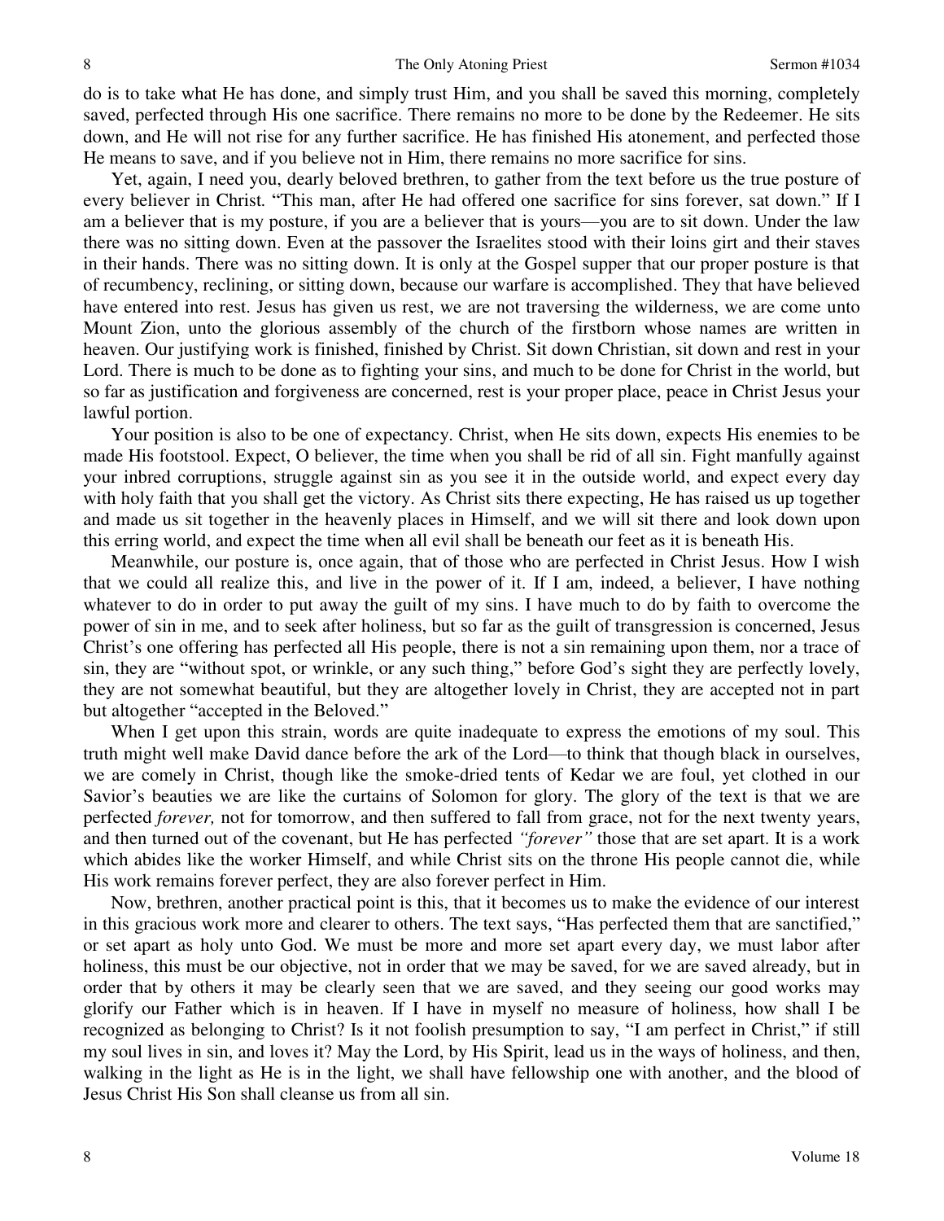do is to take what He has done, and simply trust Him, and you shall be saved this morning, completely saved, perfected through His one sacrifice. There remains no more to be done by the Redeemer. He sits down, and He will not rise for any further sacrifice. He has finished His atonement, and perfected those He means to save, and if you believe not in Him, there remains no more sacrifice for sins.

Yet, again, I need you, dearly beloved brethren, to gather from the text before us the true posture of every believer in Christ. "This man, after He had offered one sacrifice for sins forever, sat down." If I am a believer that is my posture, if you are a believer that is yours—you are to sit down. Under the law there was no sitting down. Even at the passover the Israelites stood with their loins girt and their staves in their hands. There was no sitting down. It is only at the Gospel supper that our proper posture is that of recumbency, reclining, or sitting down, because our warfare is accomplished. They that have believed have entered into rest. Jesus has given us rest, we are not traversing the wilderness, we are come unto Mount Zion, unto the glorious assembly of the church of the firstborn whose names are written in heaven. Our justifying work is finished, finished by Christ. Sit down Christian, sit down and rest in your Lord. There is much to be done as to fighting your sins, and much to be done for Christ in the world, but so far as justification and forgiveness are concerned, rest is your proper place, peace in Christ Jesus your lawful portion.

Your position is also to be one of expectancy. Christ, when He sits down, expects His enemies to be made His footstool. Expect, O believer, the time when you shall be rid of all sin. Fight manfully against your inbred corruptions, struggle against sin as you see it in the outside world, and expect every day with holy faith that you shall get the victory. As Christ sits there expecting, He has raised us up together and made us sit together in the heavenly places in Himself, and we will sit there and look down upon this erring world, and expect the time when all evil shall be beneath our feet as it is beneath His.

Meanwhile, our posture is, once again, that of those who are perfected in Christ Jesus. How I wish that we could all realize this, and live in the power of it. If I am, indeed, a believer, I have nothing whatever to do in order to put away the guilt of my sins. I have much to do by faith to overcome the power of sin in me, and to seek after holiness, but so far as the guilt of transgression is concerned, Jesus Christ's one offering has perfected all His people, there is not a sin remaining upon them, nor a trace of sin, they are "without spot, or wrinkle, or any such thing," before God's sight they are perfectly lovely, they are not somewhat beautiful, but they are altogether lovely in Christ, they are accepted not in part but altogether "accepted in the Beloved."

When I get upon this strain, words are quite inadequate to express the emotions of my soul. This truth might well make David dance before the ark of the Lord—to think that though black in ourselves, we are comely in Christ, though like the smoke-dried tents of Kedar we are foul, yet clothed in our Savior's beauties we are like the curtains of Solomon for glory. The glory of the text is that we are perfected *forever,* not for tomorrow, and then suffered to fall from grace, not for the next twenty years, and then turned out of the covenant, but He has perfected *"forever"* those that are set apart. It is a work which abides like the worker Himself, and while Christ sits on the throne His people cannot die, while His work remains forever perfect, they are also forever perfect in Him.

Now, brethren, another practical point is this, that it becomes us to make the evidence of our interest in this gracious work more and clearer to others. The text says, "Has perfected them that are sanctified," or set apart as holy unto God. We must be more and more set apart every day, we must labor after holiness, this must be our objective, not in order that we may be saved, for we are saved already, but in order that by others it may be clearly seen that we are saved, and they seeing our good works may glorify our Father which is in heaven. If I have in myself no measure of holiness, how shall I be recognized as belonging to Christ? Is it not foolish presumption to say, "I am perfect in Christ," if still my soul lives in sin, and loves it? May the Lord, by His Spirit, lead us in the ways of holiness, and then, walking in the light as He is in the light, we shall have fellowship one with another, and the blood of Jesus Christ His Son shall cleanse us from all sin.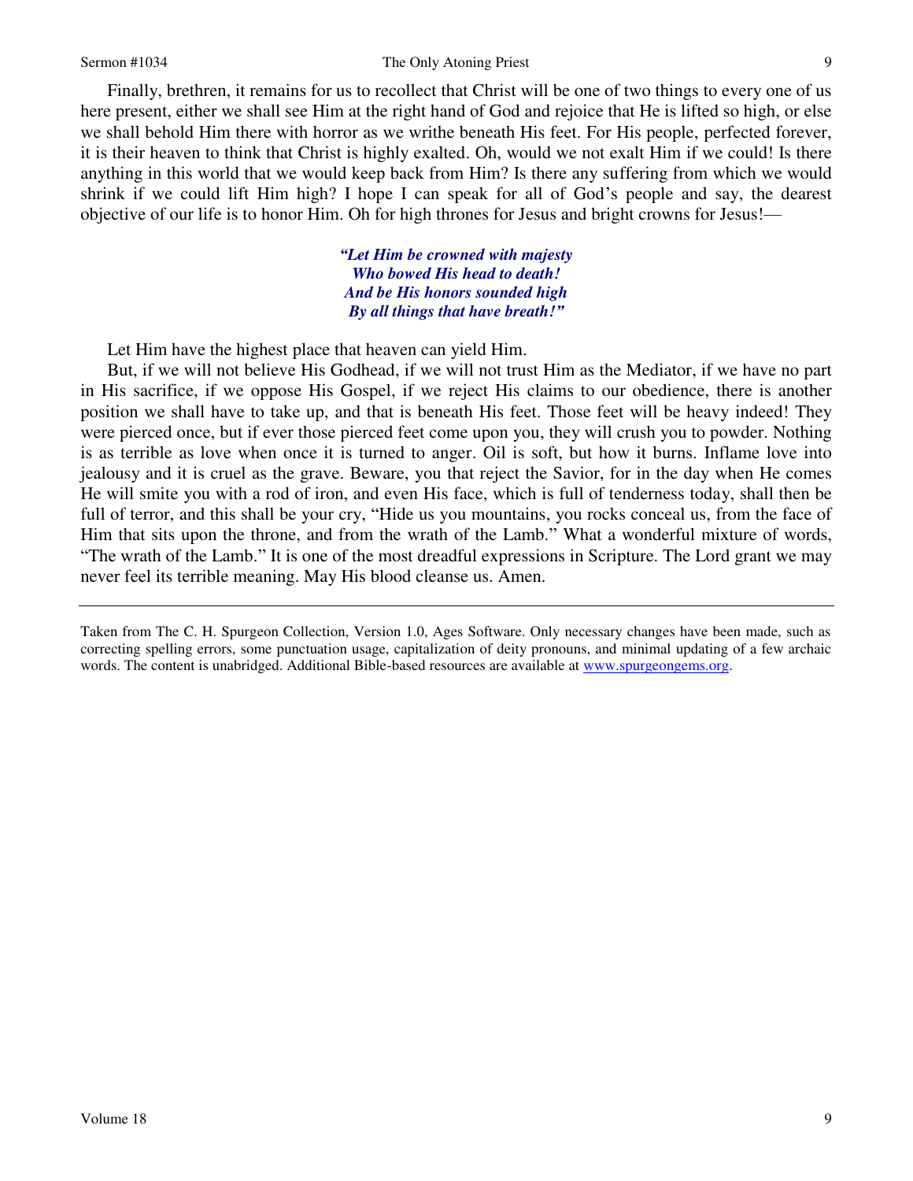Finally, brethren, it remains for us to recollect that Christ will be one of two things to every one of us here present, either we shall see Him at the right hand of God and rejoice that He is lifted so high, or else we shall behold Him there with horror as we writhe beneath His feet. For His people, perfected forever, it is their heaven to think that Christ is highly exalted. Oh, would we not exalt Him if we could! Is there anything in this world that we would keep back from Him? Is there any suffering from which we would shrink if we could lift Him high? I hope I can speak for all of God's people and say, the dearest objective of our life is to honor Him. Oh for high thrones for Jesus and bright crowns for Jesus!—

> ***"Let Him be crowned with majesty***
> ***Who bowed His head to death!***
> ***And be His honors sounded high***
> ***By all things that have breath!"***

Let Him have the highest place that heaven can yield Him.

But, if we will not believe His Godhead, if we will not trust Him as the Mediator, if we have no part in His sacrifice, if we oppose His Gospel, if we reject His claims to our obedience, there is another position we shall have to take up, and that is beneath His feet. Those feet will be heavy indeed! They were pierced once, but if ever those pierced feet come upon you, they will crush you to powder. Nothing is as terrible as love when once it is turned to anger. Oil is soft, but how it burns. Inflame love into jealousy and it is cruel as the grave. Beware, you that reject the Savior, for in the day when He comes He will smite you with a rod of iron, and even His face, which is full of tenderness today, shall then be full of terror, and this shall be your cry, "Hide us you mountains, you rocks conceal us, from the face of Him that sits upon the throne, and from the wrath of the Lamb." What a wonderful mixture of words, "The wrath of the Lamb." It is one of the most dreadful expressions in Scripture. The Lord grant we may never feel its terrible meaning. May His blood cleanse us. Amen.

---

Taken from The C. H. Spurgeon Collection, Version 1.0, Ages Software. Only necessary changes have been made, such as correcting spelling errors, some punctuation usage, capitalization of deity pronouns, and minimal updating of a few archaic words. The content is unabridged. Additional Bible-based resources are available at www.spurgeongems.org.